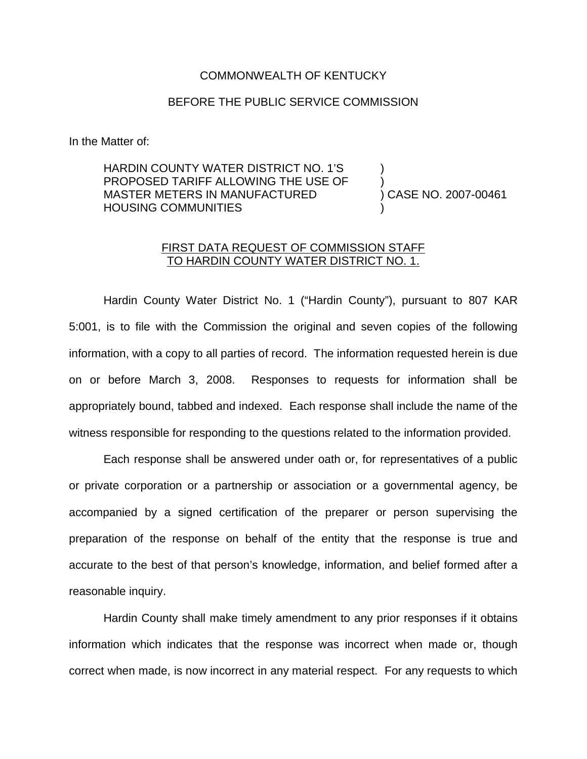COMMONWEALTH OF KENTUCKY

BEFORE THE PUBLIC SERVICE COMMISSION

In the Matter of:

| | |
|---|---|
| HARDIN COUNTY WATER DISTRICT NO. 1'S PROPOSED TARIFF ALLOWING THE USE OF MASTER METERS IN MANUFACTURED HOUSING COMMUNITIES | ) ) ) CASE NO. 2007-00461 ) |

FIRST DATA REQUEST OF COMMISSION STAFF TO HARDIN COUNTY WATER DISTRICT NO. 1.

Hardin County Water District No. 1 ("Hardin County"), pursuant to 807 KAR 5:001, is to file with the Commission the original and seven copies of the following information, with a copy to all parties of record. The information requested herein is due on or before March 3, 2008. Responses to requests for information shall be appropriately bound, tabbed and indexed. Each response shall include the name of the witness responsible for responding to the questions related to the information provided.

Each response shall be answered under oath or, for representatives of a public or private corporation or a partnership or association or a governmental agency, be accompanied by a signed certification of the preparer or person supervising the preparation of the response on behalf of the entity that the response is true and accurate to the best of that person's knowledge, information, and belief formed after a reasonable inquiry.

Hardin County shall make timely amendment to any prior responses if it obtains information which indicates that the response was incorrect when made or, though correct when made, is now incorrect in any material respect. For any requests to which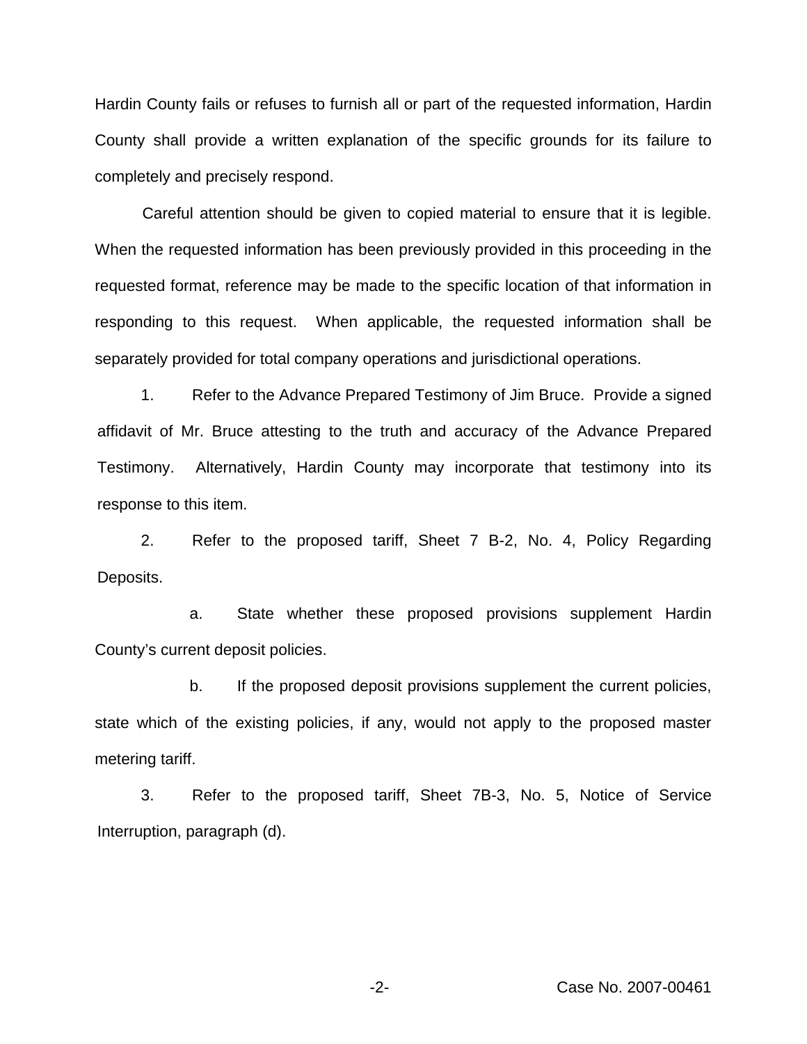Hardin County fails or refuses to furnish all or part of the requested information, Hardin County shall provide a written explanation of the specific grounds for its failure to completely and precisely respond.

Careful attention should be given to copied material to ensure that it is legible. When the requested information has been previously provided in this proceeding in the requested format, reference may be made to the specific location of that information in responding to this request. When applicable, the requested information shall be separately provided for total company operations and jurisdictional operations.

1. Refer to the Advance Prepared Testimony of Jim Bruce. Provide a signed affidavit of Mr. Bruce attesting to the truth and accuracy of the Advance Prepared Testimony. Alternatively, Hardin County may incorporate that testimony into its response to this item.

2. Refer to the proposed tariff, Sheet 7 B-2, No. 4, Policy Regarding Deposits.

    a. State whether these proposed provisions supplement Hardin County's current deposit policies.

    b. If the proposed deposit provisions supplement the current policies, state which of the existing policies, if any, would not apply to the proposed master metering tariff.

3. Refer to the proposed tariff, Sheet 7B-3, No. 5, Notice of Service Interruption, paragraph (d).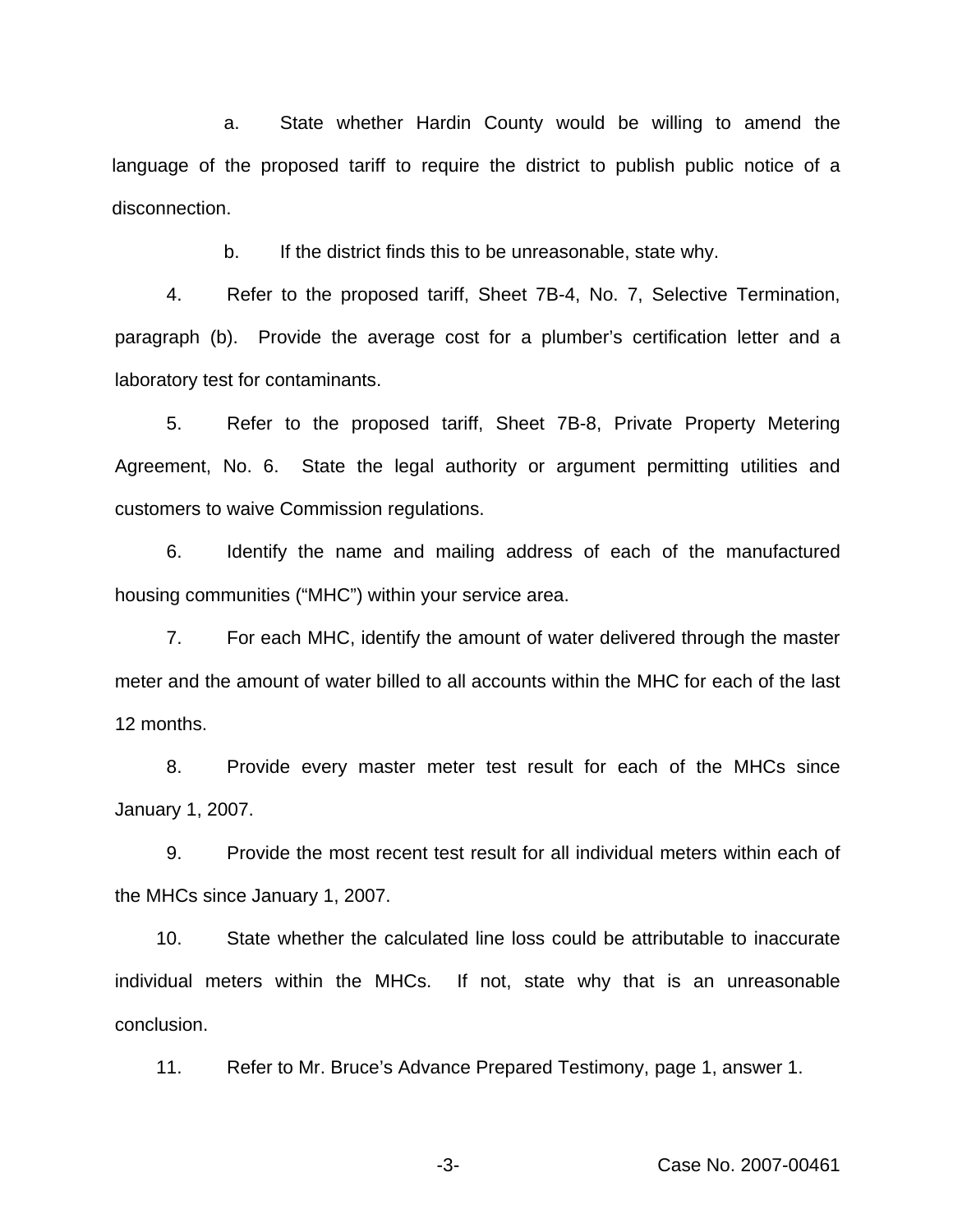a. State whether Hardin County would be willing to amend the language of the proposed tariff to require the district to publish public notice of a disconnection.

b. If the district finds this to be unreasonable, state why.

4. Refer to the proposed tariff, Sheet 7B-4, No. 7, Selective Termination, paragraph (b). Provide the average cost for a plumber's certification letter and a laboratory test for contaminants.

5. Refer to the proposed tariff, Sheet 7B-8, Private Property Metering Agreement, No. 6. State the legal authority or argument permitting utilities and customers to waive Commission regulations.

6. Identify the name and mailing address of each of the manufactured housing communities ("MHC") within your service area.

7. For each MHC, identify the amount of water delivered through the master meter and the amount of water billed to all accounts within the MHC for each of the last 12 months.

8. Provide every master meter test result for each of the MHCs since January 1, 2007.

9. Provide the most recent test result for all individual meters within each of the MHCs since January 1, 2007.

10. State whether the calculated line loss could be attributable to inaccurate individual meters within the MHCs. If not, state why that is an unreasonable conclusion.

11. Refer to Mr. Bruce's Advance Prepared Testimony, page 1, answer 1.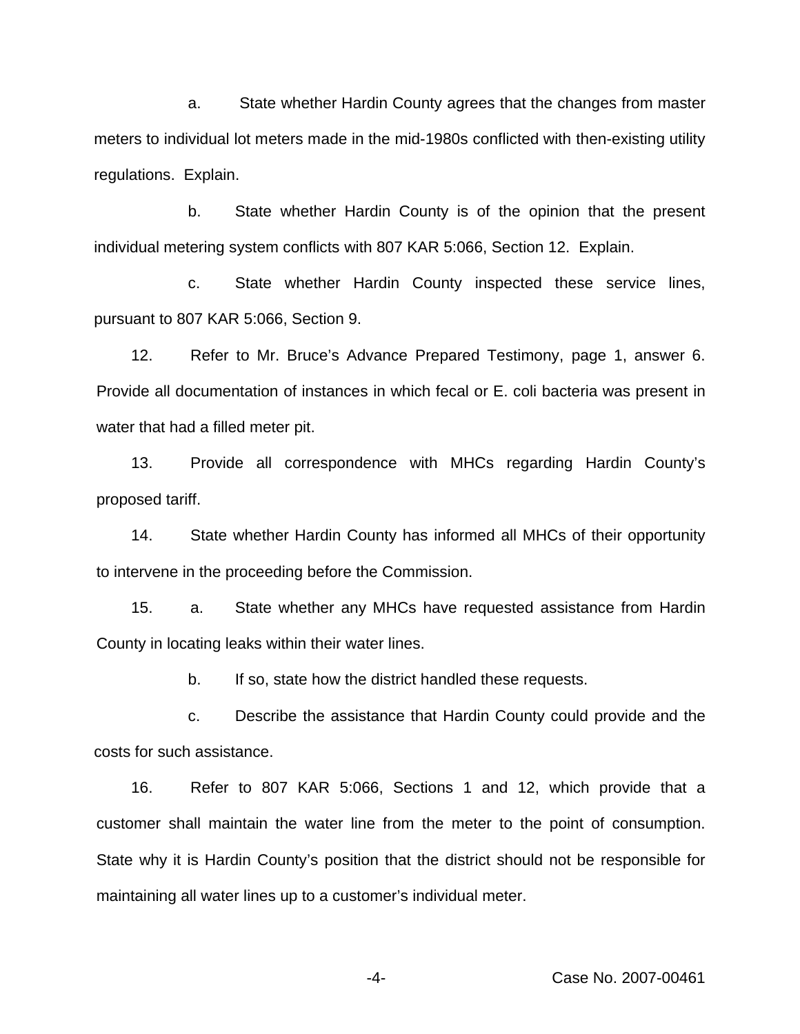a. State whether Hardin County agrees that the changes from master meters to individual lot meters made in the mid-1980s conflicted with then-existing utility regulations. Explain.

b. State whether Hardin County is of the opinion that the present individual metering system conflicts with 807 KAR 5:066, Section 12. Explain.

c. State whether Hardin County inspected these service lines, pursuant to 807 KAR 5:066, Section 9.

12. Refer to Mr. Bruce's Advance Prepared Testimony, page 1, answer 6. Provide all documentation of instances in which fecal or E. coli bacteria was present in water that had a filled meter pit.

13. Provide all correspondence with MHCs regarding Hardin County's proposed tariff.

14. State whether Hardin County has informed all MHCs of their opportunity to intervene in the proceeding before the Commission.

15. a. State whether any MHCs have requested assistance from Hardin County in locating leaks within their water lines.

b. If so, state how the district handled these requests.

c. Describe the assistance that Hardin County could provide and the costs for such assistance.

16. Refer to 807 KAR 5:066, Sections 1 and 12, which provide that a customer shall maintain the water line from the meter to the point of consumption. State why it is Hardin County's position that the district should not be responsible for maintaining all water lines up to a customer's individual meter.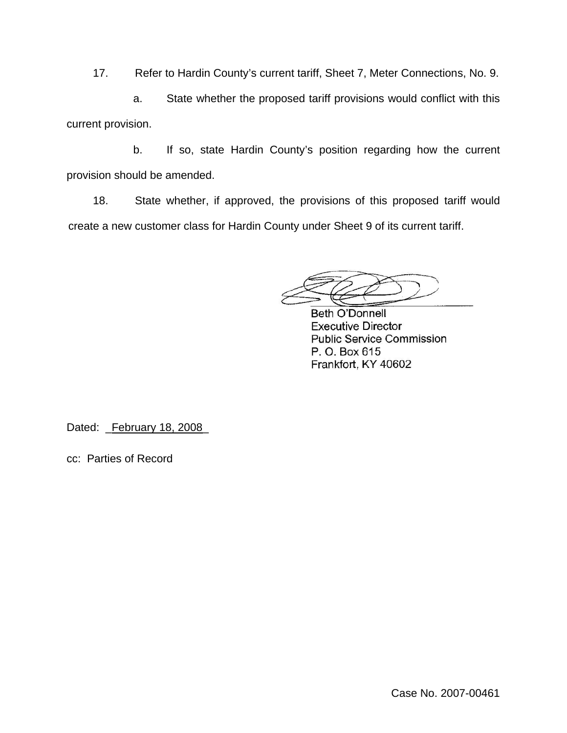17. Refer to Hardin County's current tariff, Sheet 7, Meter Connections, No. 9.

a. State whether the proposed tariff provisions would conflict with this current provision.

b. If so, state Hardin County's position regarding how the current provision should be amended.

18. State whether, if approved, the provisions of this proposed tariff would create a new customer class for Hardin County under Sheet 9 of its current tariff.

Beth O'Donnell
Executive Director
Public Service Commission
P. O. Box 615
Frankfort, KY 40602

Dated: February 18, 2008

cc: Parties of Record

Case No. 2007-00461